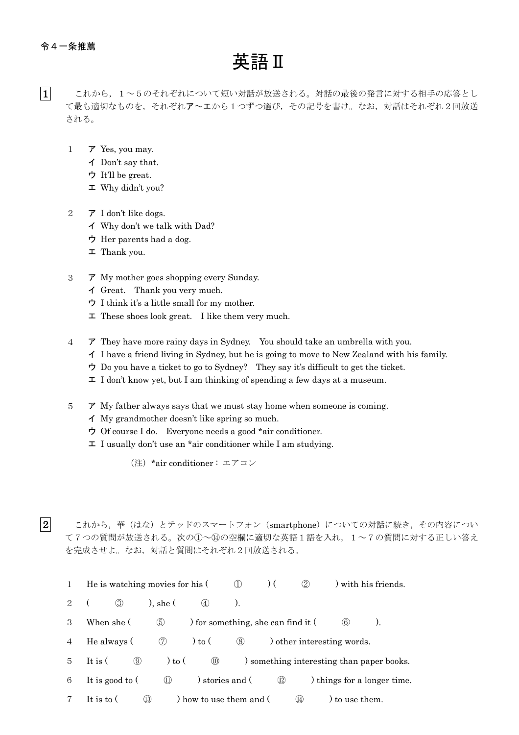令４一条推薦

# 英語Ⅱ

**1**　これから，１～５のそれぞれについて短い対話が放送される。対話の最後の発言に対する相手の応答として最も適切なものを，それぞれ**ア**～**エ**から１つずつ選び，その記号を書け。なお，対話はそれぞれ２回放送される。

1
- **ア** Yes, you may.
- **イ** Don't say that.
- **ウ** It'll be great.
- **エ** Why didn't you?

2
- **ア** I don't like dogs.
- **イ** Why don't we talk with Dad?
- **ウ** Her parents had a dog.
- **エ** Thank you.

3
- **ア** My mother goes shopping every Sunday.
- **イ** Great.　Thank you very much.
- **ウ** I think it's a little small for my mother.
- **エ** These shoes look great.　I like them very much.

4
- **ア** They have more rainy days in Sydney.　You should take an umbrella with you.
- **イ** I have a friend living in Sydney, but he is going to move to New Zealand with his family.
- **ウ** Do you have a ticket to go to Sydney?　They say it's difficult to get the ticket.
- **エ** I don't know yet, but I am thinking of spending a few days at a museum.

5
- **ア** My father always says that we must stay home when someone is coming.
- **イ** My grandmother doesn't like spring so much.
- **ウ** Of course I do.　Everyone needs a good *air conditioner.
- **エ** I usually don't use an *air conditioner while I am studying.

（注）*air conditioner：エアコン

**2**　これから，華（はな）とテッドのスマートフォン（smartphone）についての対話に続き，その内容について７つの質問が放送される。次の①～⑭の空欄に適切な英語１語を入れ，１～７の質問に対する正しい答えを完成させよ。なお，対話と質問はそれぞれ２回放送される。

1　He is watching movies for his (　①　) (　②　) with his friends.

2　(　③　), she (　④　).

3　When she (　⑤　) for something, she can find it (　⑥　).

4　He always (　⑦　) to (　⑧　) other interesting words.

5　It is (　⑨　) to (　⑩　) something interesting than paper books.

6　It is good to (　⑪　) stories and (　⑫　) things for a longer time.

7　It is to (　⑬　) how to use them and (　⑭　) to use them.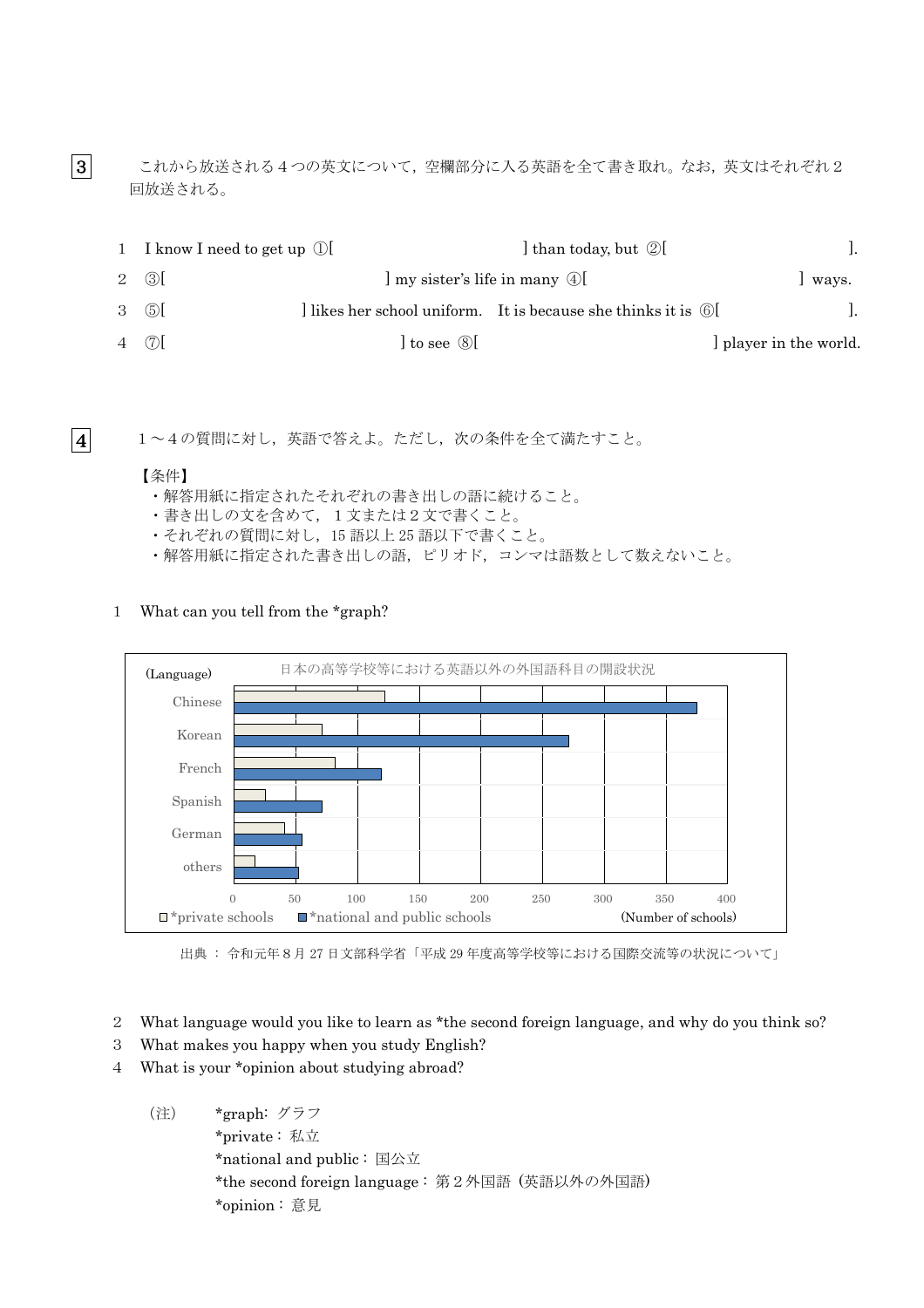**3** これから放送される４つの英文について，空欄部分に入る英語を全て書き取れ。なお，英文はそれぞれ２回放送される。

1 I know I need to get up ①[ ] than today, but ②[ ].

2 ③[ ] my sister's life in many ④[ ] ways.

3 ⑤[ ] likes her school uniform. It is because she thinks it is ⑥[ ].

4 ⑦[ ] to see ⑧[ ] player in the world.

**4** １～４の質問に対し，英語で答えよ。ただし，次の条件を全て満たすこと。

【条件】
- 解答用紙に指定されたそれぞれの書き出しの語に続けること。
- 書き出しの文を含めて，１文または２文で書くこと。
- それぞれの質問に対し，15 語以上 25 語以下で書くこと。
- 解答用紙に指定された書き出しの語，ピリオド，コンマは語数として数えないこと。

1 What can you tell from the *graph?

日本の高等学校等における英語以外の外国語科目の開設状況

(Language)

Chinese

Korean

French

Spanish

German

others

0 50 100 150 200 250 300 350 400

(Number of schools)

□*private schools ■*national and public schools

出典 ： 令和元年８月 27 日文部科学省「平成 29 年度高等学校等における国際交流等の状況について」

2 What language would you like to learn as *the second foreign language, and why do you think so?

3 What makes you happy when you study English?

4 What is your *opinion about studying abroad?

（注） *graph: グラフ
*private : 私立
*national and public : 国公立
*the second foreign language : 第２外国語（英語以外の外国語）
*opinion : 意見